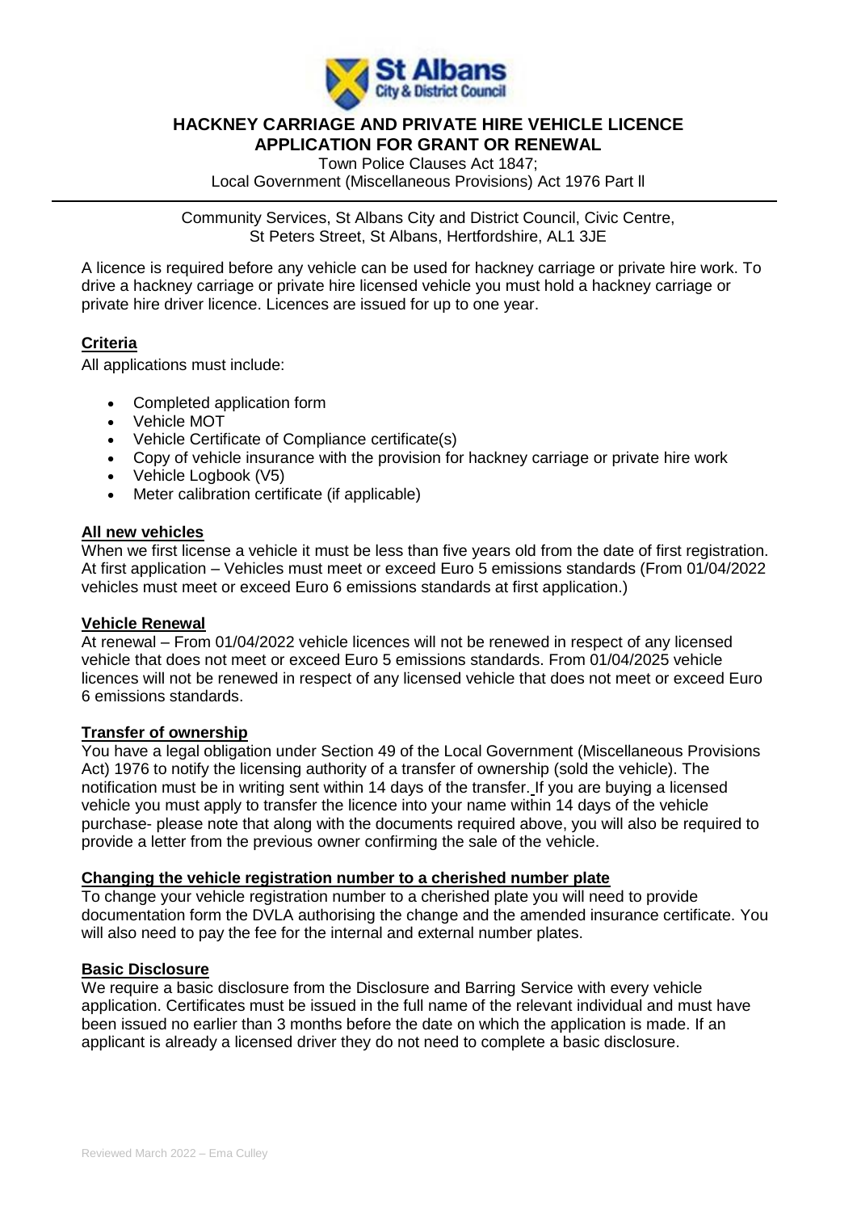# HACKNEY CARRIAGE AND PRIVATE HIRE VEHICLE LICENCE APPLICATION FOR GRANT OR RENEWAL

Town Police Clauses Act 1847;
Local Government (Miscellaneous Provisions) Act 1976 Part ll

Community Services, St Albans City and District Council, Civic Centre, St Peters Street, St Albans, Hertfordshire, AL1 3JE

A licence is required before any vehicle can be used for hackney carriage or private hire work. To drive a hackney carriage or private hire licensed vehicle you must hold a hackney carriage or private hire driver licence. Licences are issued for up to one year.

## Criteria

All applications must include:

- Completed application form
- Vehicle MOT
- Vehicle Certificate of Compliance certificate(s)
- Copy of vehicle insurance with the provision for hackney carriage or private hire work
- Vehicle Logbook (V5)
- Meter calibration certificate (if applicable)

## All new vehicles

When we first license a vehicle it must be less than five years old from the date of first registration. At first application – Vehicles must meet or exceed Euro 5 emissions standards (From 01/04/2022 vehicles must meet or exceed Euro 6 emissions standards at first application.)

## Vehicle Renewal

At renewal – From 01/04/2022 vehicle licences will not be renewed in respect of any licensed vehicle that does not meet or exceed Euro 5 emissions standards. From 01/04/2025 vehicle licences will not be renewed in respect of any licensed vehicle that does not meet or exceed Euro 6 emissions standards.

## Transfer of ownership

You have a legal obligation under Section 49 of the Local Government (Miscellaneous Provisions Act) 1976 to notify the licensing authority of a transfer of ownership (sold the vehicle). The notification must be in writing sent within 14 days of the transfer. If you are buying a licensed vehicle you must apply to transfer the licence into your name within 14 days of the vehicle purchase- please note that along with the documents required above, you will also be required to provide a letter from the previous owner confirming the sale of the vehicle.

## Changing the vehicle registration number to a cherished number plate

To change your vehicle registration number to a cherished plate you will need to provide documentation form the DVLA authorising the change and the amended insurance certificate. You will also need to pay the fee for the internal and external number plates.

## Basic Disclosure

We require a basic disclosure from the Disclosure and Barring Service with every vehicle application. Certificates must be issued in the full name of the relevant individual and must have been issued no earlier than 3 months before the date on which the application is made. If an applicant is already a licensed driver they do not need to complete a basic disclosure.

Reviewed March 2022 – Ema Culley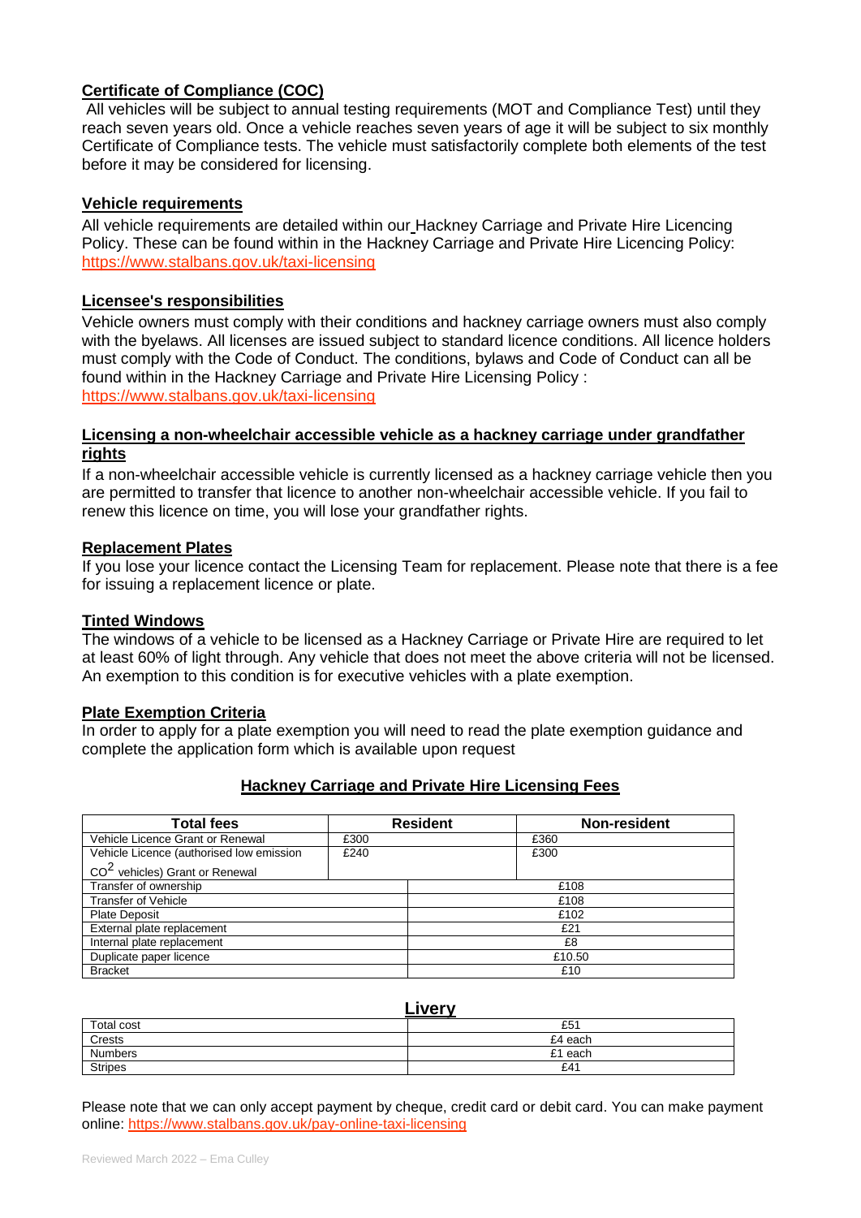## Certificate of Compliance (COC)

All vehicles will be subject to annual testing requirements (MOT and Compliance Test) until they reach seven years old. Once a vehicle reaches seven years of age it will be subject to six monthly Certificate of Compliance tests. The vehicle must satisfactorily complete both elements of the test before it may be considered for licensing.

## Vehicle requirements

All vehicle requirements are detailed within our Hackney Carriage and Private Hire Licencing Policy. These can be found within in the Hackney Carriage and Private Hire Licencing Policy: https://www.stalbans.gov.uk/taxi-licensing

## Licensee's responsibilities

Vehicle owners must comply with their conditions and hackney carriage owners must also comply with the byelaws. All licenses are issued subject to standard licence conditions. All licence holders must comply with the Code of Conduct. The conditions, bylaws and Code of Conduct can all be found within in the Hackney Carriage and Private Hire Licensing Policy : https://www.stalbans.gov.uk/taxi-licensing

## Licensing a non-wheelchair accessible vehicle as a hackney carriage under grandfather rights

If a non-wheelchair accessible vehicle is currently licensed as a hackney carriage vehicle then you are permitted to transfer that licence to another non-wheelchair accessible vehicle. If you fail to renew this licence on time, you will lose your grandfather rights.

## Replacement Plates

If you lose your licence contact the Licensing Team for replacement. Please note that there is a fee for issuing a replacement licence or plate.

## Tinted Windows

The windows of a vehicle to be licensed as a Hackney Carriage or Private Hire are required to let at least 60% of light through. Any vehicle that does not meet the above criteria will not be licensed. An exemption to this condition is for executive vehicles with a plate exemption.

## Plate Exemption Criteria

In order to apply for a plate exemption you will need to read the plate exemption guidance and complete the application form which is available upon request

## Hackney Carriage and Private Hire Licensing Fees

| Total fees | Resident | Non-resident |
|---|---|---|
| Vehicle Licence Grant or Renewal | £300 | £360 |
| Vehicle Licence (authorised low emission $CO^2$ vehicles) Grant or Renewal | £240 | £300 |
| Transfer of ownership | £108 | |
| Transfer of Vehicle | £108 | |
| Plate Deposit | £102 | |
| External plate replacement | £21 | |
| Internal plate replacement | £8 | |
| Duplicate paper licence | £10.50 | |
| Bracket | £10 | |

## Livery

| Total cost | £51 |
|---|---|
| Crests | £4 each |
| Numbers | £1 each |
| Stripes | £41 |

Please note that we can only accept payment by cheque, credit card or debit card. You can make payment online: https://www.stalbans.gov.uk/pay-online-taxi-licensing

Reviewed March 2022 – Ema Culley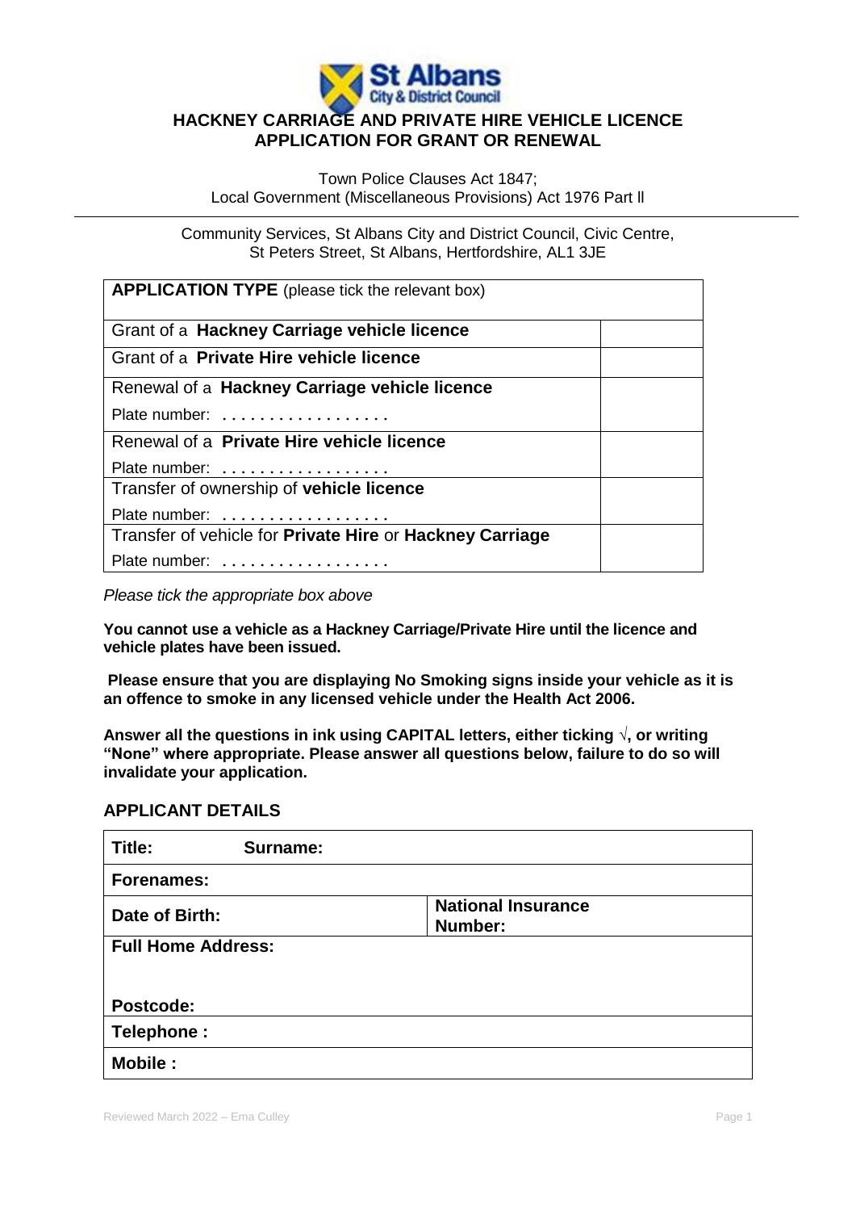# HACKNEY CARRIAGE AND PRIVATE HIRE VEHICLE LICENCE APPLICATION FOR GRANT OR RENEWAL

Town Police Clauses Act 1847;
Local Government (Miscellaneous Provisions) Act 1976 Part ll

---

Community Services, St Albans City and District Council, Civic Centre, St Peters Street, St Albans, Hertfordshire, AL1 3JE

| **APPLICATION TYPE** (please tick the relevant box) | |
|---|---|
| Grant of a **Hackney Carriage vehicle licence** | |
| Grant of a **Private Hire vehicle licence** | |
| Renewal of a **Hackney Carriage vehicle licence**<br>Plate number: . . . . . . . . . . . . . . . . . . | |
| Renewal of a **Private Hire vehicle licence**<br>Plate number: . . . . . . . . . . . . . . . . . . | |
| Transfer of ownership of **vehicle licence**<br>Plate number: . . . . . . . . . . . . . . . . . . | |
| Transfer of vehicle for **Private Hire** or **Hackney Carriage**<br>Plate number: . . . . . . . . . . . . . . . . . . | |

*Please tick the appropriate box above*

**You cannot use a vehicle as a Hackney Carriage/Private Hire until the licence and vehicle plates have been issued.**

**Please ensure that you are displaying No Smoking signs inside your vehicle as it is an offence to smoke in any licensed vehicle under the Health Act 2006.**

**Answer all the questions in ink using CAPITAL letters, either ticking √, or writing "None" where appropriate. Please answer all questions below, failure to do so will invalidate your application.**

## APPLICANT DETAILS

| **Title:** **Surname:** | |
|---|---|
| **Forenames:** | |
| **Date of Birth:** | **National Insurance Number:** |
| **Full Home Address:**<br><br>**Postcode:** | |
| **Telephone :** | |
| **Mobile :** | |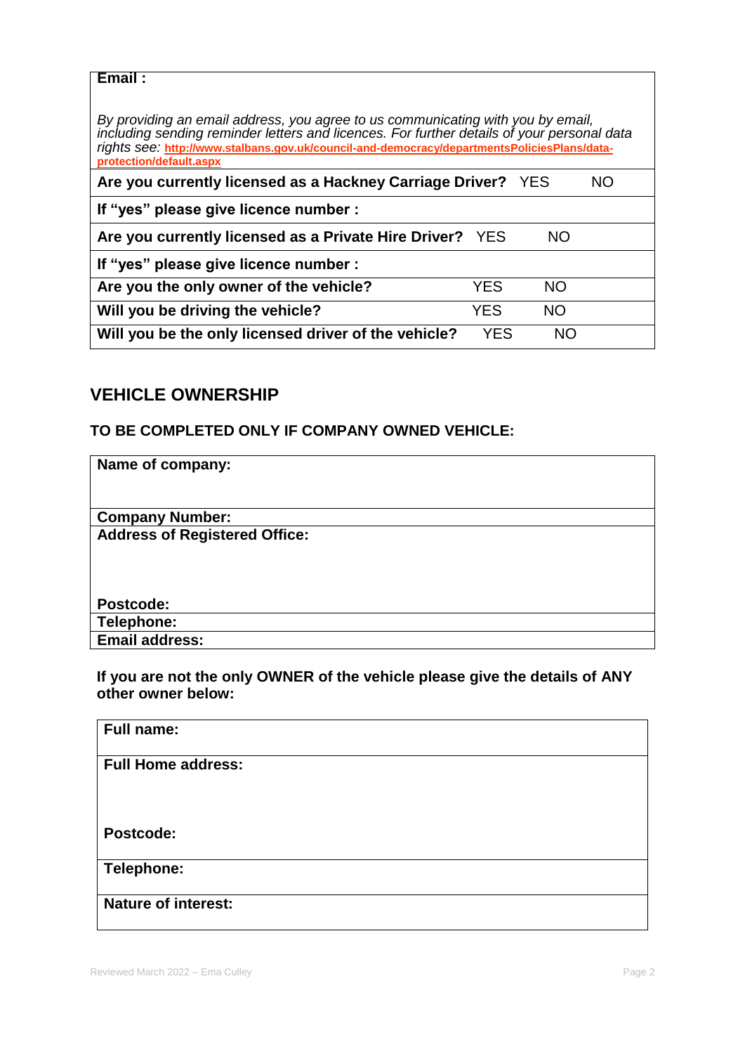**Email :**

*By providing an email address, you agree to us communicating with you by email, including sending reminder letters and licences. For further details of your personal data rights see:* http://www.stalbans.gov.uk/council-and-democracy/departmentsPoliciesPlans/data-protection/default.aspx

| | | |
|---|---|---|
| **Are you currently licensed as a Hackney Carriage Driver?** | YES | NO |
| **If "yes" please give licence number :** | | |
| **Are you currently licensed as a Private Hire Driver?** | YES | NO |
| **If "yes" please give licence number :** | | |
| **Are you the only owner of the vehicle?** | YES | NO |
| **Will you be driving the vehicle?** | YES | NO |
| **Will you be the only licensed driver of the vehicle?** | YES | NO |

## VEHICLE OWNERSHIP

### TO BE COMPLETED ONLY IF COMPANY OWNED VEHICLE:

**Name of company:**

**Company Number:**

**Address of Registered Office:**

**Postcode:**

**Telephone:**

**Email address:**

**If you are not the only OWNER of the vehicle please give the details of ANY other owner below:**

**Full name:**

**Full Home address:**

**Postcode:**

**Telephone:**

**Nature of interest:**

Reviewed March 2022 – Ema Culley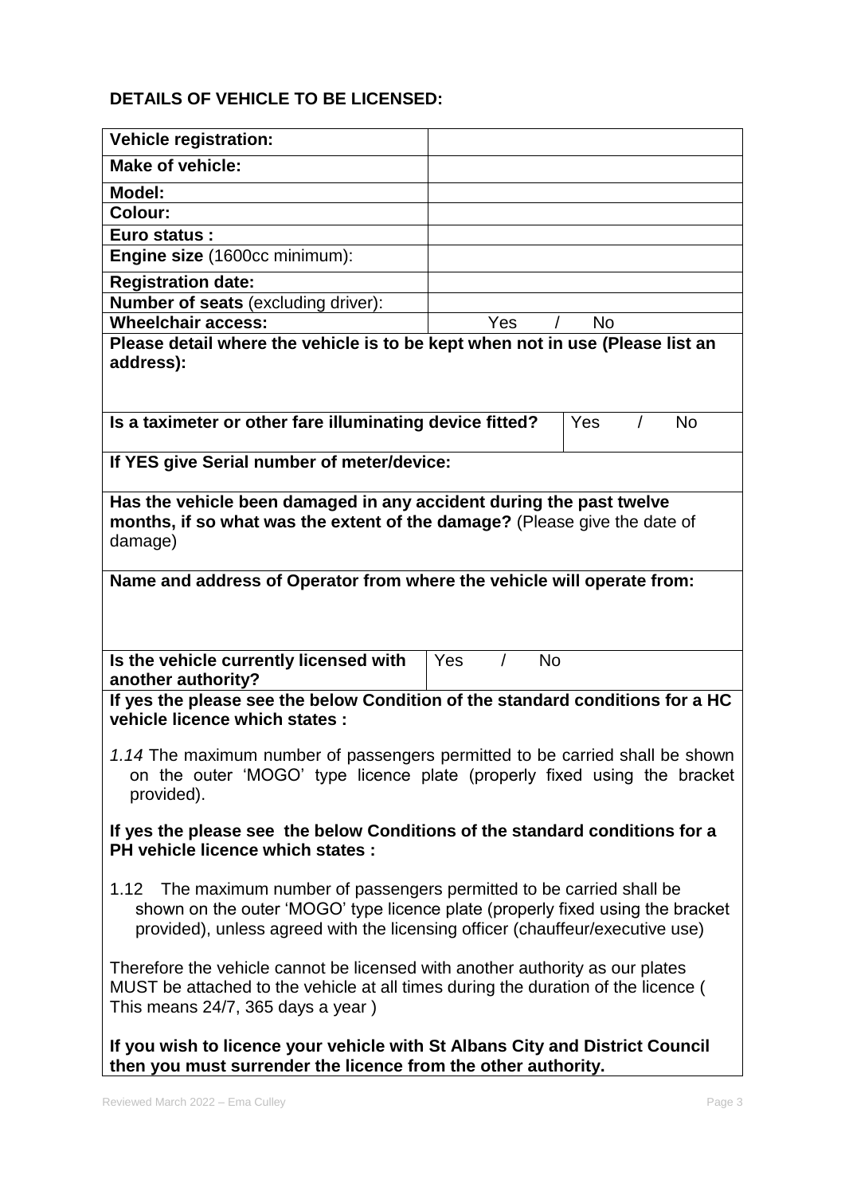**DETAILS OF VEHICLE TO BE LICENSED:**

| **Vehicle registration:** | |
|---|---|
| **Make of vehicle:** | |
| **Model:** | |
| **Colour:** | |
| **Euro status :** | |
| **Engine size** (1600cc minimum): | |
| **Registration date:** | |
| **Number of seats** (excluding driver): | |
| **Wheelchair access:** | Yes / No |

**Please detail where the vehicle is to be kept when not in use (Please list an address):**

| **Is a taximeter or other fare illuminating device fitted?** | Yes / No |
|---|---|

**If YES give Serial number of meter/device:**

**Has the vehicle been damaged in any accident during the past twelve months, if so what was the extent of the damage?** (Please give the date of damage)

**Name and address of Operator from where the vehicle will operate from:**

| **Is the vehicle currently licensed with another authority?** | Yes / No |
|---|---|

**If yes the please see the below Condition of the standard conditions for a HC vehicle licence which states :**

*1.14* The maximum number of passengers permitted to be carried shall be shown on the outer 'MOGO' type licence plate (properly fixed using the bracket provided).

**If yes the please see the below Conditions of the standard conditions for a PH vehicle licence which states :**

1.12 The maximum number of passengers permitted to be carried shall be shown on the outer 'MOGO' type licence plate (properly fixed using the bracket provided), unless agreed with the licensing officer (chauffeur/executive use)

Therefore the vehicle cannot be licensed with another authority as our plates MUST be attached to the vehicle at all times during the duration of the licence ( This means 24/7, 365 days a year )

**If you wish to licence your vehicle with St Albans City and District Council then you must surrender the licence from the other authority.**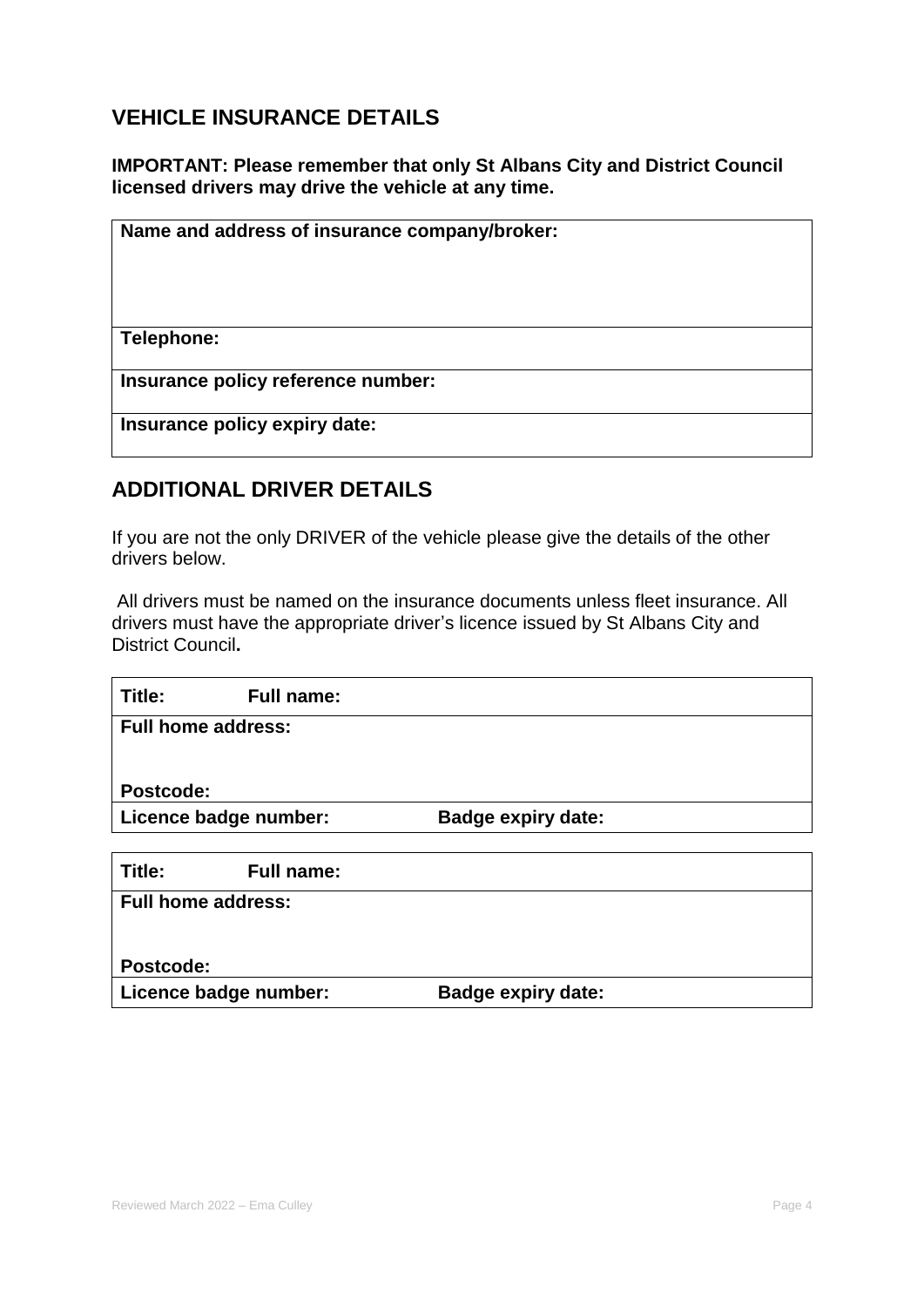## VEHICLE INSURANCE DETAILS

**IMPORTANT: Please remember that only St Albans City and District Council licensed drivers may drive the vehicle at any time.**

| Name and address of insurance company/broker: |
|---|
| Telephone: |
| Insurance policy reference number: |
| Insurance policy expiry date: |

## ADDITIONAL DRIVER DETAILS

If you are not the only DRIVER of the vehicle please give the details of the other drivers below.

All drivers must be named on the insurance documents unless fleet insurance. All drivers must have the appropriate driver's licence issued by St Albans City and District Council**.**

| Title: | Full name: |
|---|---|
| **Full home address:** | |
| **Postcode:** | |
| **Licence badge number:** | **Badge expiry date:** |

| Title: | Full name: |
|---|---|
| **Full home address:** | |
| **Postcode:** | |
| **Licence badge number:** | **Badge expiry date:** |

Reviewed March 2022 – Ema Culley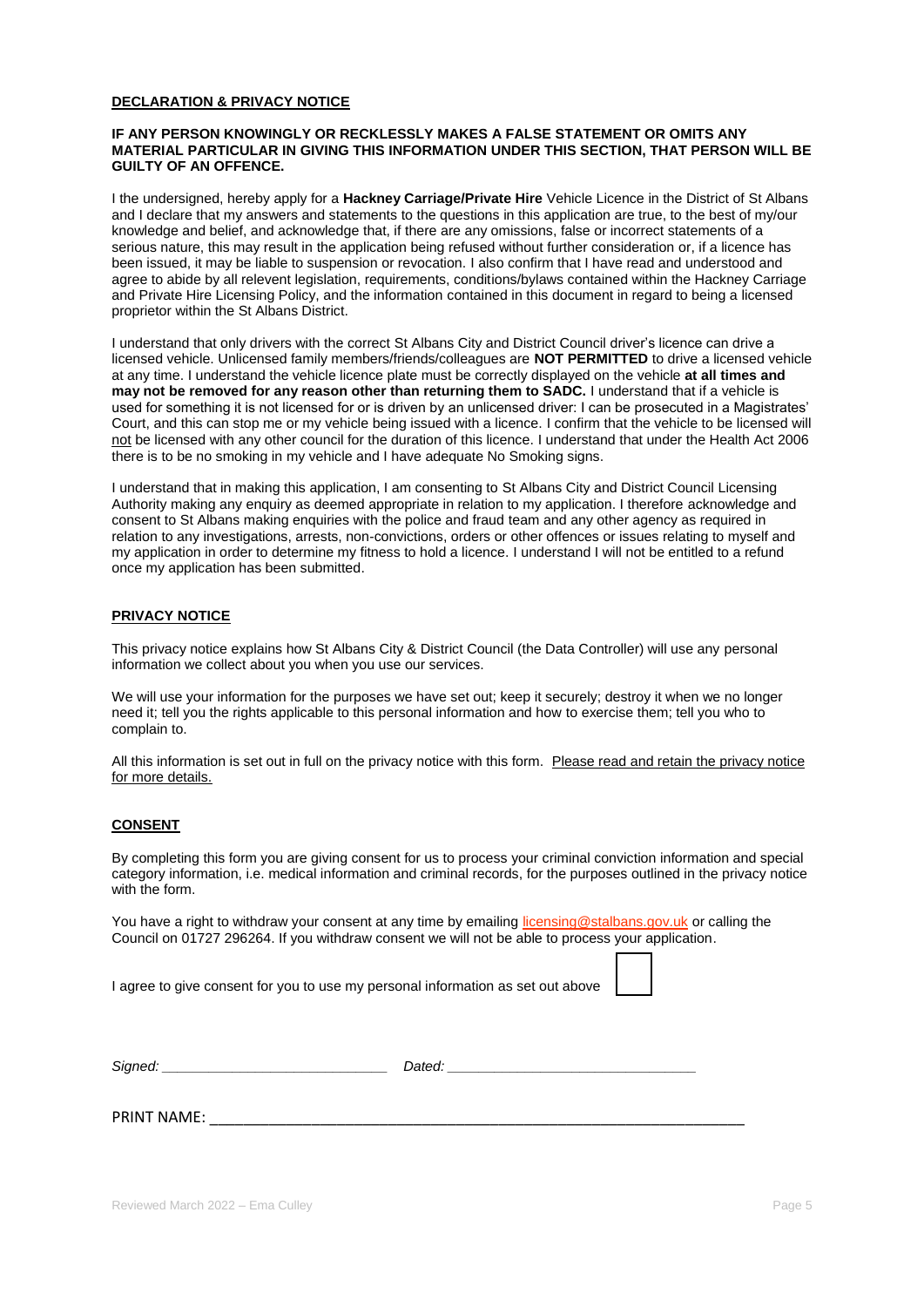## DECLARATION & PRIVACY NOTICE

**IF ANY PERSON KNOWINGLY OR RECKLESSLY MAKES A FALSE STATEMENT OR OMITS ANY MATERIAL PARTICULAR IN GIVING THIS INFORMATION UNDER THIS SECTION, THAT PERSON WILL BE GUILTY OF AN OFFENCE.**

I the undersigned, hereby apply for a **Hackney Carriage/Private Hire** Vehicle Licence in the District of St Albans and I declare that my answers and statements to the questions in this application are true, to the best of my/our knowledge and belief, and acknowledge that, if there are any omissions, false or incorrect statements of a serious nature, this may result in the application being refused without further consideration or, if a licence has been issued, it may be liable to suspension or revocation. I also confirm that I have read and understood and agree to abide by all relevent legislation, requirements, conditions/bylaws contained within the Hackney Carriage and Private Hire Licensing Policy, and the information contained in this document in regard to being a licensed proprietor within the St Albans District.

I understand that only drivers with the correct St Albans City and District Council driver's licence can drive a licensed vehicle. Unlicensed family members/friends/colleagues are **NOT PERMITTED** to drive a licensed vehicle at any time. I understand the vehicle licence plate must be correctly displayed on the vehicle **at all times and may not be removed for any reason other than returning them to SADC.** I understand that if a vehicle is used for something it is not licensed for or is driven by an unlicensed driver: I can be prosecuted in a Magistrates' Court, and this can stop me or my vehicle being issued with a licence. I confirm that the vehicle to be licensed will not be licensed with any other council for the duration of this licence. I understand that under the Health Act 2006 there is to be no smoking in my vehicle and I have adequate No Smoking signs.

I understand that in making this application, I am consenting to St Albans City and District Council Licensing Authority making any enquiry as deemed appropriate in relation to my application. I therefore acknowledge and consent to St Albans making enquiries with the police and fraud team and any other agency as required in relation to any investigations, arrests, non-convictions, orders or other offences or issues relating to myself and my application in order to determine my fitness to hold a licence. I understand I will not be entitled to a refund once my application has been submitted.

## PRIVACY NOTICE

This privacy notice explains how St Albans City & District Council (the Data Controller) will use any personal information we collect about you when you use our services.

We will use your information for the purposes we have set out; keep it securely; destroy it when we no longer need it; tell you the rights applicable to this personal information and how to exercise them; tell you who to complain to.

All this information is set out in full on the privacy notice with this form. Please read and retain the privacy notice for more details.

## CONSENT

By completing this form you are giving consent for us to process your criminal conviction information and special category information, i.e. medical information and criminal records, for the purposes outlined in the privacy notice with the form.

You have a right to withdraw your consent at any time by emailing licensing@stalbans.gov.uk or calling the Council on 01727 296264. If you withdraw consent we will not be able to process your application.

I agree to give consent for you to use my personal information as set out above ☐

*Signed:* ____________________________ *Dated:* ______________________________

PRINT NAME: ______________________________________________________________

Reviewed March 2022 – Ema Culley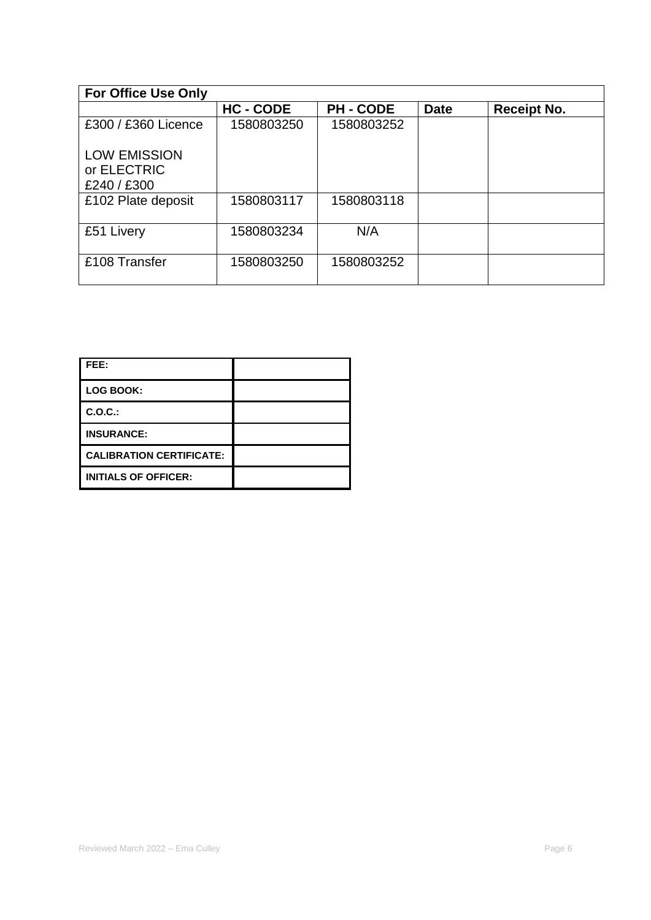| For Office Use Only | | | | |
|---|---|---|---|---|
| | **HC - CODE** | **PH - CODE** | **Date** | **Receipt No.** |
| £300 / £360 Licence<br><br>LOW EMISSION or ELECTRIC £240 / £300 | 1580803250 | 1580803252 | | |
| £102 Plate deposit | 1580803117 | 1580803118 | | |
| £51 Livery | 1580803234 | N/A | | |
| £108 Transfer | 1580803250 | 1580803252 | | |

| | |
|---|---|
| **FEE:** | |
| **LOG BOOK:** | |
| **C.O.C.:** | |
| **INSURANCE:** | |
| **CALIBRATION CERTIFICATE:** | |
| **INITIALS OF OFFICER:** | |

Reviewed March 2022 – Ema Culley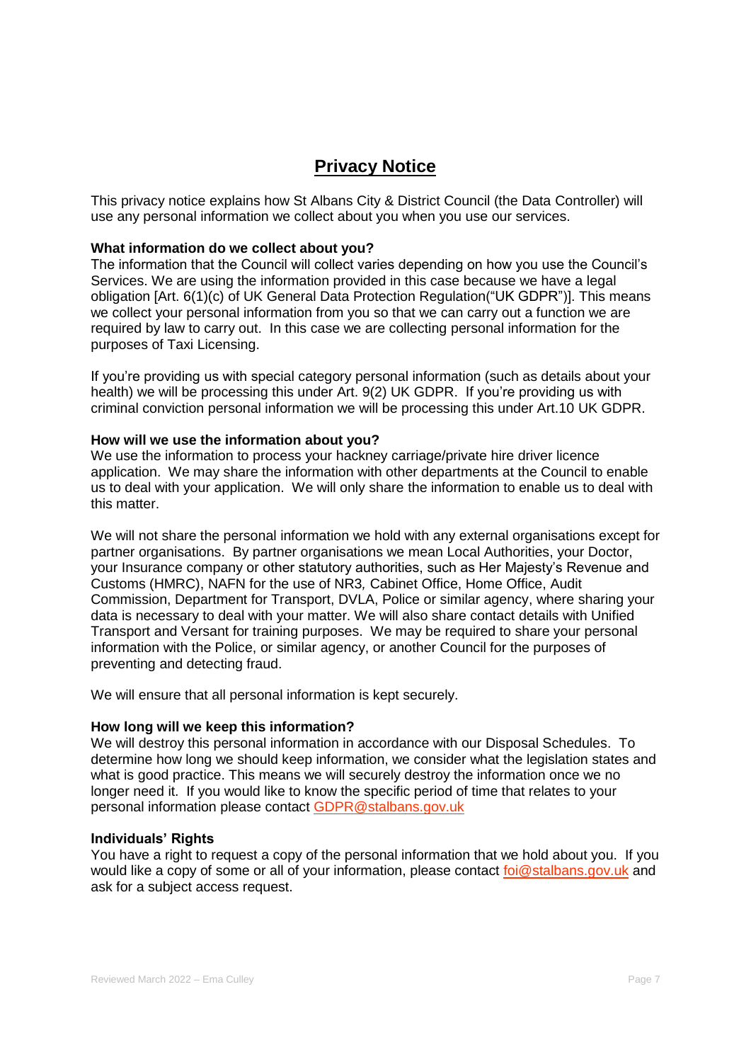# Privacy Notice

This privacy notice explains how St Albans City & District Council (the Data Controller) will use any personal information we collect about you when you use our services.

**What information do we collect about you?**

The information that the Council will collect varies depending on how you use the Council's Services. We are using the information provided in this case because we have a legal obligation [Art. 6(1)(c) of UK General Data Protection Regulation("UK GDPR")]. This means we collect your personal information from you so that we can carry out a function we are required by law to carry out. In this case we are collecting personal information for the purposes of Taxi Licensing.

If you're providing us with special category personal information (such as details about your health) we will be processing this under Art. 9(2) UK GDPR. If you're providing us with criminal conviction personal information we will be processing this under Art.10 UK GDPR.

**How will we use the information about you?**

We use the information to process your hackney carriage/private hire driver licence application. We may share the information with other departments at the Council to enable us to deal with your application. We will only share the information to enable us to deal with this matter.

We will not share the personal information we hold with any external organisations except for partner organisations. By partner organisations we mean Local Authorities, your Doctor, your Insurance company or other statutory authorities, such as Her Majesty's Revenue and Customs (HMRC), NAFN for the use of NR3*,* Cabinet Office, Home Office, Audit Commission, Department for Transport, DVLA, Police or similar agency, where sharing your data is necessary to deal with your matter. We will also share contact details with Unified Transport and Versant for training purposes. We may be required to share your personal information with the Police, or similar agency, or another Council for the purposes of preventing and detecting fraud.

We will ensure that all personal information is kept securely.

**How long will we keep this information?**

We will destroy this personal information in accordance with our Disposal Schedules. To determine how long we should keep information, we consider what the legislation states and what is good practice. This means we will securely destroy the information once we no longer need it. If you would like to know the specific period of time that relates to your personal information please contact GDPR@stalbans.gov.uk

**Individuals' Rights**

You have a right to request a copy of the personal information that we hold about you. If you would like a copy of some or all of your information, please contact foi@stalbans.gov.uk and ask for a subject access request.

Reviewed March 2022 – Ema Culley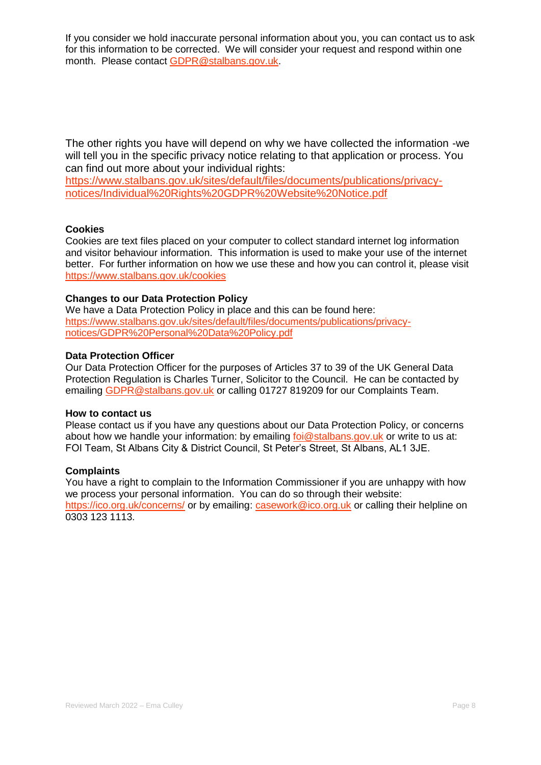If you consider we hold inaccurate personal information about you, you can contact us to ask for this information to be corrected. We will consider your request and respond within one month. Please contact GDPR@stalbans.gov.uk.

The other rights you have will depend on why we have collected the information -we will tell you in the specific privacy notice relating to that application or process. You can find out more about your individual rights: https://www.stalbans.gov.uk/sites/default/files/documents/publications/privacy-notices/Individual%20Rights%20GDPR%20Website%20Notice.pdf

**Cookies**

Cookies are text files placed on your computer to collect standard internet log information and visitor behaviour information. This information is used to make your use of the internet better. For further information on how we use these and how you can control it, please visit https://www.stalbans.gov.uk/cookies

**Changes to our Data Protection Policy**

We have a Data Protection Policy in place and this can be found here: https://www.stalbans.gov.uk/sites/default/files/documents/publications/privacy-notices/GDPR%20Personal%20Data%20Policy.pdf

**Data Protection Officer**

Our Data Protection Officer for the purposes of Articles 37 to 39 of the UK General Data Protection Regulation is Charles Turner, Solicitor to the Council. He can be contacted by emailing GDPR@stalbans.gov.uk or calling 01727 819209 for our Complaints Team.

**How to contact us**

Please contact us if you have any questions about our Data Protection Policy, or concerns about how we handle your information: by emailing foi@stalbans.gov.uk or write to us at: FOI Team, St Albans City & District Council, St Peter's Street, St Albans, AL1 3JE.

**Complaints**

You have a right to complain to the Information Commissioner if you are unhappy with how we process your personal information. You can do so through their website: https://ico.org.uk/concerns/ or by emailing: casework@ico.org.uk or calling their helpline on 0303 123 1113.